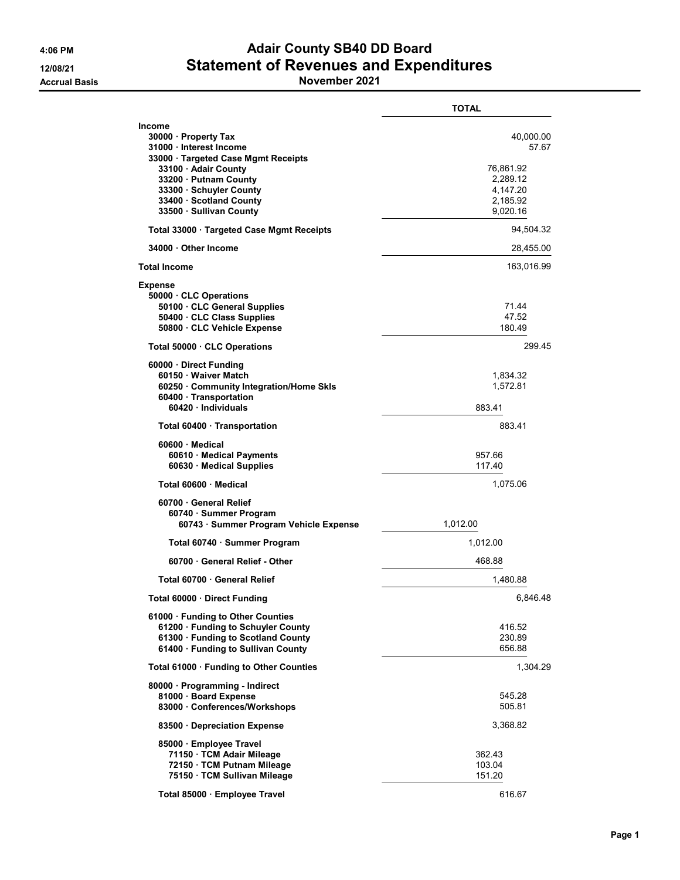4:06 PM
12/08/21
Accrual Basis

# Adair County SB40 DD Board
# Statement of Revenues and Expenditures
## November 2021

| | TOTAL |
|---|---|
| **Income** | |
| **30000 · Property Tax** | 40,000.00 |
| **31000 · Interest Income** | 57.67 |
| **33000 · Targeted Case Mgmt Receipts** | |
| **33100 · Adair County** | 76,861.92 |
| **33200 · Putnam County** | 2,289.12 |
| **33300 · Schuyler County** | 4,147.20 |
| **33400 · Scotland County** | 2,185.92 |
| **33500 · Sullivan County** | 9,020.16 |
| **Total 33000 · Targeted Case Mgmt Receipts** | 94,504.32 |
| **34000 · Other Income** | 28,455.00 |
| **Total Income** | 163,016.99 |
| **Expense** | |
| **50000 · CLC Operations** | |
| **50100 · CLC General Supplies** | 71.44 |
| **50400 · CLC Class Supplies** | 47.52 |
| **50800 · CLC Vehicle Expense** | 180.49 |
| **Total 50000 · CLC Operations** | 299.45 |
| **60000 · Direct Funding** | |
| **60150 · Waiver Match** | 1,834.32 |
| **60250 · Community Integration/Home Skls** | 1,572.81 |
| **60400 · Transportation** | |
| **60420 · Individuals** | 883.41 |
| **Total 60400 · Transportation** | 883.41 |
| **60600 · Medical** | |
| **60610 · Medical Payments** | 957.66 |
| **60630 · Medical Supplies** | 117.40 |
| **Total 60600 · Medical** | 1,075.06 |
| **60700 · General Relief** | |
| **60740 · Summer Program** | |
| **60743 · Summer Program Vehicle Expense** | 1,012.00 |
| **Total 60740 · Summer Program** | 1,012.00 |
| **60700 · General Relief - Other** | 468.88 |
| **Total 60700 · General Relief** | 1,480.88 |
| **Total 60000 · Direct Funding** | 6,846.48 |
| **61000 · Funding to Other Counties** | |
| **61200 · Funding to Schuyler County** | 416.52 |
| **61300 · Funding to Scotland County** | 230.89 |
| **61400 · Funding to Sullivan County** | 656.88 |
| **Total 61000 · Funding to Other Counties** | 1,304.29 |
| **80000 · Programming - Indirect** | |
| **81000 · Board Expense** | 545.28 |
| **83000 · Conferences/Workshops** | 505.81 |
| **83500 · Depreciation Expense** | 3,368.82 |
| **85000 · Employee Travel** | |
| **71150 · TCM Adair Mileage** | 362.43 |
| **72150 · TCM Putnam Mileage** | 103.04 |
| **75150 · TCM Sullivan Mileage** | 151.20 |
| **Total 85000 · Employee Travel** | 616.67 |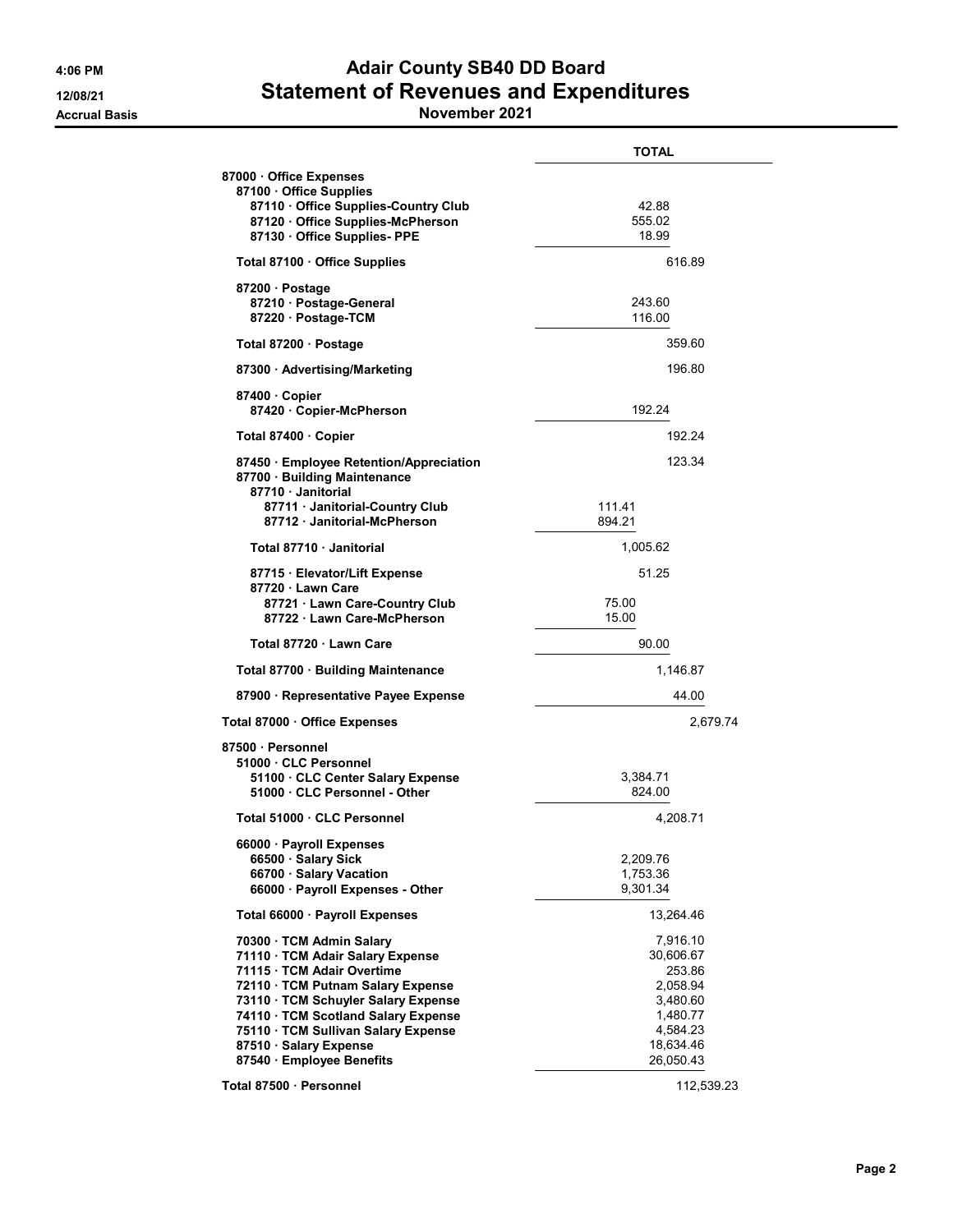# Adair County SB40 DD Board

## Statement of Revenues and Expenditures

**November 2021**

4:06 PM
12/08/21
Accrual Basis

| | TOTAL |
|---|---|
| **87000 · Office Expenses** | |
| **87100 · Office Supplies** | |
| **87110 · Office Supplies-Country Club** | 42.88 |
| **87120 · Office Supplies-McPherson** | 555.02 |
| **87130 · Office Supplies- PPE** | 18.99 |
| **Total 87100 · Office Supplies** | 616.89 |
| **87200 · Postage** | |
| **87210 · Postage-General** | 243.60 |
| **87220 · Postage-TCM** | 116.00 |
| **Total 87200 · Postage** | 359.60 |
| **87300 · Advertising/Marketing** | 196.80 |
| **87400 · Copier** | |
| **87420 · Copier-McPherson** | 192.24 |
| **Total 87400 · Copier** | 192.24 |
| **87450 · Employee Retention/Appreciation** | 123.34 |
| **87700 · Building Maintenance** | |
| **87710 · Janitorial** | |
| **87711 · Janitorial-Country Club** | 111.41 |
| **87712 · Janitorial-McPherson** | 894.21 |
| **Total 87710 · Janitorial** | 1,005.62 |
| **87715 · Elevator/Lift Expense** | 51.25 |
| **87720 · Lawn Care** | |
| **87721 · Lawn Care-Country Club** | 75.00 |
| **87722 · Lawn Care-McPherson** | 15.00 |
| **Total 87720 · Lawn Care** | 90.00 |
| **Total 87700 · Building Maintenance** | 1,146.87 |
| **87900 · Representative Payee Expense** | 44.00 |
| **Total 87000 · Office Expenses** | 2,679.74 |
| **87500 · Personnel** | |
| **51000 · CLC Personnel** | |
| **51100 · CLC Center Salary Expense** | 3,384.71 |
| **51000 · CLC Personnel - Other** | 824.00 |
| **Total 51000 · CLC Personnel** | 4,208.71 |
| **66000 · Payroll Expenses** | |
| **66500 · Salary Sick** | 2,209.76 |
| **66700 · Salary Vacation** | 1,753.36 |
| **66000 · Payroll Expenses - Other** | 9,301.34 |
| **Total 66000 · Payroll Expenses** | 13,264.46 |
| **70300 · TCM Admin Salary** | 7,916.10 |
| **71110 · TCM Adair Salary Expense** | 30,606.67 |
| **71115 · TCM Adair Overtime** | 253.86 |
| **72110 · TCM Putnam Salary Expense** | 2,058.94 |
| **73110 · TCM Schuyler Salary Expense** | 3,480.60 |
| **74110 · TCM Scotland Salary Expense** | 1,480.77 |
| **75110 · TCM Sullivan Salary Expense** | 4,584.23 |
| **87510 · Salary Expense** | 18,634.46 |
| **87540 · Employee Benefits** | 26,050.43 |
| **Total 87500 · Personnel** | 112,539.23 |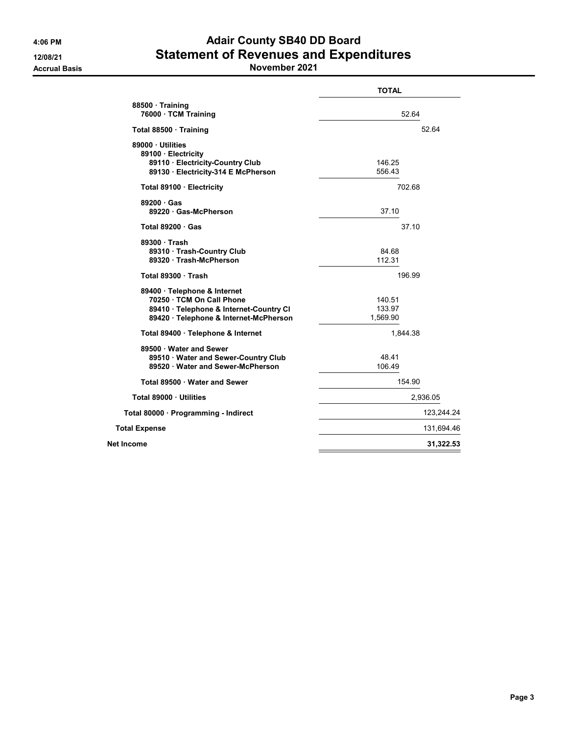# Adair County SB40 DD Board

## Statement of Revenues and Expenditures

**November 2021**

4:06 PM
12/08/21
Accrual Basis

| | TOTAL |
|---|---|
| **88500 · Training** | |
| **76000 · TCM Training** | 52.64 |
| **Total 88500 · Training** | 52.64 |
| **89000 · Utilities** | |
| **89100 · Electricity** | |
| **89110 · Electricity-Country Club** | 146.25 |
| **89130 · Electricity-314 E McPherson** | 556.43 |
| **Total 89100 · Electricity** | 702.68 |
| **89200 · Gas** | |
| **89220 · Gas-McPherson** | 37.10 |
| **Total 89200 · Gas** | 37.10 |
| **89300 · Trash** | |
| **89310 · Trash-Country Club** | 84.68 |
| **89320 · Trash-McPherson** | 112.31 |
| **Total 89300 · Trash** | 196.99 |
| **89400 · Telephone & Internet** | |
| **70250 · TCM On Call Phone** | 140.51 |
| **89410 · Telephone & Internet-Country Cl** | 133.97 |
| **89420 · Telephone & Internet-McPherson** | 1,569.90 |
| **Total 89400 · Telephone & Internet** | 1,844.38 |
| **89500 · Water and Sewer** | |
| **89510 · Water and Sewer-Country Club** | 48.41 |
| **89520 · Water and Sewer-McPherson** | 106.49 |
| **Total 89500 · Water and Sewer** | 154.90 |
| **Total 89000 · Utilities** | 2,936.05 |
| **Total 80000 · Programming - Indirect** | 123,244.24 |
| **Total Expense** | 131,694.46 |
| **Net Income** | **31,322.53** |